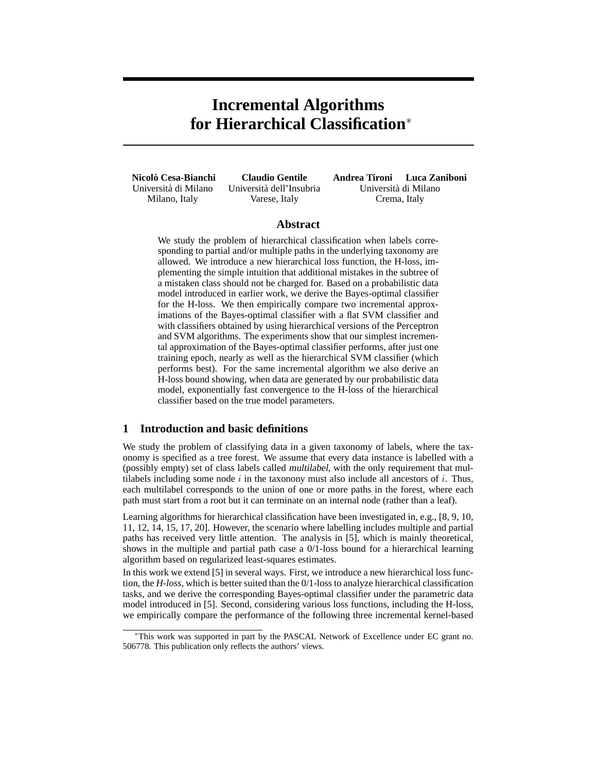# Incremental Algorithms for Hierarchical Classification*

**Nicolò Cesa-Bianchi**
Università di Milano
Milano, Italy

**Claudio Gentile**
Università dell'Insubria
Varese, Italy

**Andrea Tironi** **Luca Zaniboni**
Università di Milano
Crema, Italy

## Abstract

We study the problem of hierarchical classification when labels corresponding to partial and/or multiple paths in the underlying taxonomy are allowed. We introduce a new hierarchical loss function, the H-loss, implementing the simple intuition that additional mistakes in the subtree of a mistaken class should not be charged for. Based on a probabilistic data model introduced in earlier work, we derive the Bayes-optimal classifier for the H-loss. We then empirically compare two incremental approximations of the Bayes-optimal classifier with a flat SVM classifier and with classifiers obtained by using hierarchical versions of the Perceptron and SVM algorithms. The experiments show that our simplest incremental approximation of the Bayes-optimal classifier performs, after just one training epoch, nearly as well as the hierarchical SVM classifier (which performs best). For the same incremental algorithm we also derive an H-loss bound showing, when data are generated by our probabilistic data model, exponentially fast convergence to the H-loss of the hierarchical classifier based on the true model parameters.

## 1 Introduction and basic definitions

We study the problem of classifying data in a given taxonomy of labels, where the taxonomy is specified as a tree forest. We assume that every data instance is labelled with a (possibly empty) set of class labels called *multilabel*, with the only requirement that multilabels including some node $i$ in the taxonony must also include all ancestors of $i$. Thus, each multilabel corresponds to the union of one or more paths in the forest, where each path must start from a root but it can terminate on an internal node (rather than a leaf).

Learning algorithms for hierarchical classification have been investigated in, e.g., [8, 9, 10, 11, 12, 14, 15, 17, 20]. However, the scenario where labelling includes multiple and partial paths has received very little attention. The analysis in [5], which is mainly theoretical, shows in the multiple and partial path case a 0/1-loss bound for a hierarchical learning algorithm based on regularized least-squares estimates.

In this work we extend [5] in several ways. First, we introduce a new hierarchical loss function, the *H-loss*, which is better suited than the 0/1-loss to analyze hierarchical classification tasks, and we derive the corresponding Bayes-optimal classifier under the parametric data model introduced in [5]. Second, considering various loss functions, including the H-loss, we empirically compare the performance of the following three incremental kernel-based

---

*This work was supported in part by the PASCAL Network of Excellence under EC grant no. 506778. This publication only reflects the authors' views.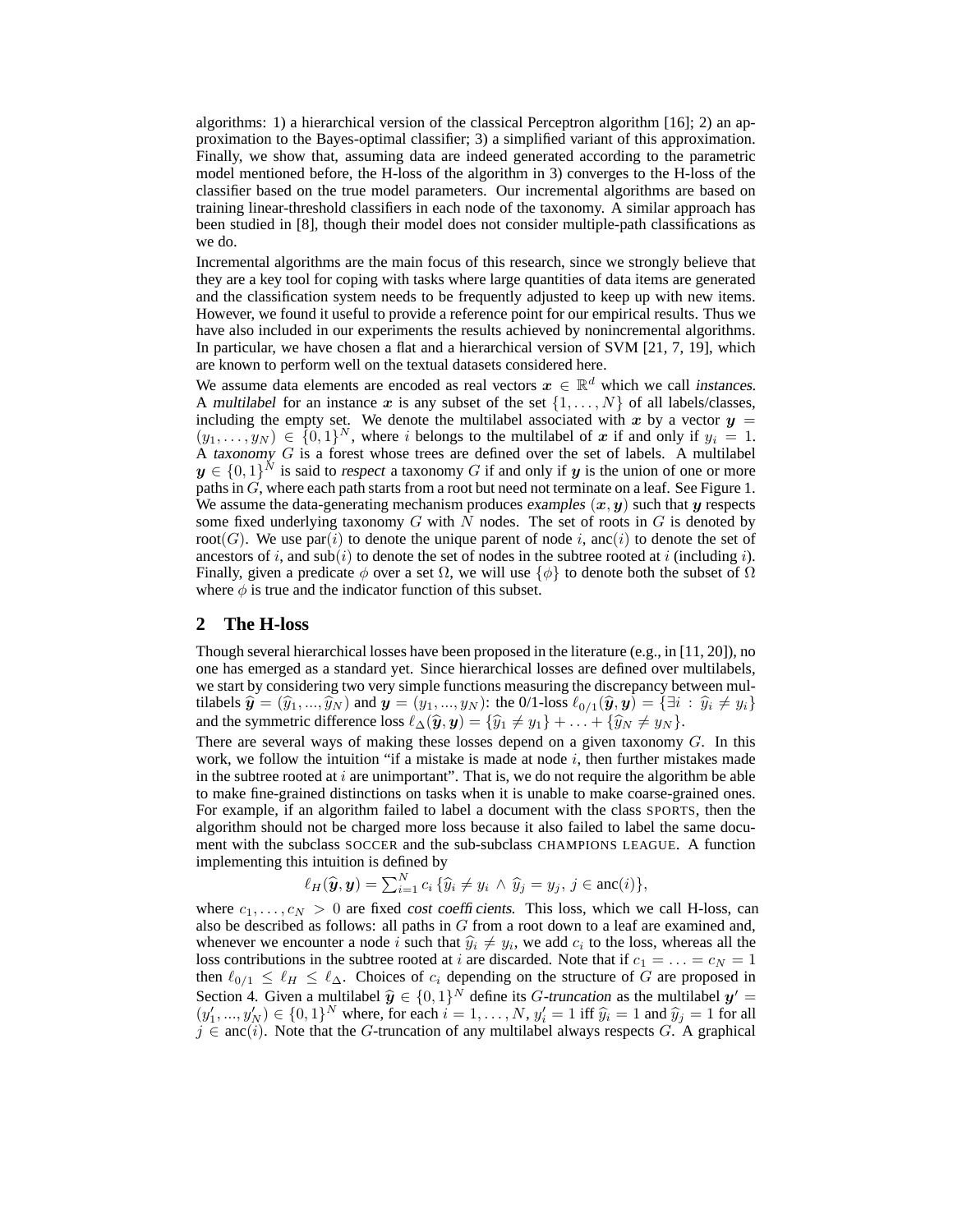algorithms: 1) a hierarchical version of the classical Perceptron algorithm [16]; 2) an approximation to the Bayes-optimal classifier; 3) a simplified variant of this approximation. Finally, we show that, assuming data are indeed generated according to the parametric model mentioned before, the H-loss of the algorithm in 3) converges to the H-loss of the classifier based on the true model parameters. Our incremental algorithms are based on training linear-threshold classifiers in each node of the taxonomy. A similar approach has been studied in [8], though their model does not consider multiple-path classifications as we do.

Incremental algorithms are the main focus of this research, since we strongly believe that they are a key tool for coping with tasks where large quantities of data items are generated and the classification system needs to be frequently adjusted to keep up with new items. However, we found it useful to provide a reference point for our empirical results. Thus we have also included in our experiments the results achieved by nonincremental algorithms. In particular, we have chosen a flat and a hierarchical version of SVM [21, 7, 19], which are known to perform well on the textual datasets considered here.

We assume data elements are encoded as real vectors $\boldsymbol{x} \in \mathbb{R}^d$ which we call *instances*. A *multilabel* for an instance $\boldsymbol{x}$ is any subset of the set $\{1, \ldots, N\}$ of all labels/classes, including the empty set. We denote the multilabel associated with $\boldsymbol{x}$ by a vector $\boldsymbol{y} = (y_1, \ldots, y_N) \in \{0,1\}^N$, where $i$ belongs to the multilabel of $\boldsymbol{x}$ if and only if $y_i = 1$. A *taxonomy* $G$ is a forest whose trees are defined over the set of labels. A multilabel $\boldsymbol{y} \in \{0,1\}^N$ is said to *respect* a taxonomy $G$ if and only if $\boldsymbol{y}$ is the union of one or more paths in $G$, where each path starts from a root but need not terminate on a leaf. See Figure 1. We assume the data-generating mechanism produces *examples* $(\boldsymbol{x}, \boldsymbol{y})$ such that $\boldsymbol{y}$ respects some fixed underlying taxonomy $G$ with $N$ nodes. The set of roots in $G$ is denoted by $\mathrm{root}(G)$. We use $\mathrm{par}(i)$ to denote the unique parent of node $i$, $\mathrm{anc}(i)$ to denote the set of ancestors of $i$, and $\mathrm{sub}(i)$ to denote the set of nodes in the subtree rooted at $i$ (including $i$). Finally, given a predicate $\phi$ over a set $\Omega$, we will use $\{\phi\}$ to denote both the subset of $\Omega$ where $\phi$ is true and the indicator function of this subset.

## 2 The H-loss

Though several hierarchical losses have been proposed in the literature (e.g., in [11, 20]), no one has emerged as a standard yet. Since hierarchical losses are defined over multilabels, we start by considering two very simple functions measuring the discrepancy between multilabels $\widehat{\boldsymbol{y}} = (\widehat{y}_1, ..., \widehat{y}_N)$ and $\boldsymbol{y} = (y_1, ..., y_N)$: the 0/1-loss $\ell_{0/1}(\widehat{\boldsymbol{y}}, \boldsymbol{y}) = \{\exists i \,:\, \widehat{y}_i \neq y_i\}$ and the symmetric difference loss $\ell_\Delta(\widehat{\boldsymbol{y}}, \boldsymbol{y}) = \{\widehat{y}_1 \neq y_1\} + \ldots + \{\widehat{y}_N \neq y_N\}$.

There are several ways of making these losses depend on a given taxonomy $G$. In this work, we follow the intuition "if a mistake is made at node $i$, then further mistakes made in the subtree rooted at $i$ are unimportant". That is, we do not require the algorithm be able to make fine-grained distinctions on tasks when it is unable to make coarse-grained ones. For example, if an algorithm failed to label a document with the class SPORTS, then the algorithm should not be charged more loss because it also failed to label the same document with the subclass SOCCER and the sub-subclass CHAMPIONS LEAGUE. A function implementing this intuition is defined by

$$\ell_H(\widehat{\boldsymbol{y}}, \boldsymbol{y}) = \sum_{i=1}^{N} c_i \, \{\widehat{y}_i \neq y_i \,\wedge\, \widehat{y}_j = y_j,\, j \in \mathrm{anc}(i)\},$$

where $c_1, \ldots, c_N > 0$ are fixed *cost coefficients*. This loss, which we call H-loss, can also be described as follows: all paths in $G$ from a root down to a leaf are examined and, whenever we encounter a node $i$ such that $\widehat{y}_i \neq y_i$, we add $c_i$ to the loss, whereas all the loss contributions in the subtree rooted at $i$ are discarded. Note that if $c_1 = \ldots = c_N = 1$ then $\ell_{0/1} \le \ell_H \le \ell_\Delta$. Choices of $c_i$ depending on the structure of $G$ are proposed in Section 4. Given a multilabel $\widehat{\boldsymbol{y}} \in \{0,1\}^N$ define its $G$-*truncation* as the multilabel $\boldsymbol{y}' = (y'_1, ..., y'_N) \in \{0,1\}^N$ where, for each $i = 1, \ldots, N$, $y'_i = 1$ iff $\widehat{y}_i = 1$ and $\widehat{y}_j = 1$ for all $j \in \mathrm{anc}(i)$. Note that the $G$-truncation of any multilabel always respects $G$. A graphical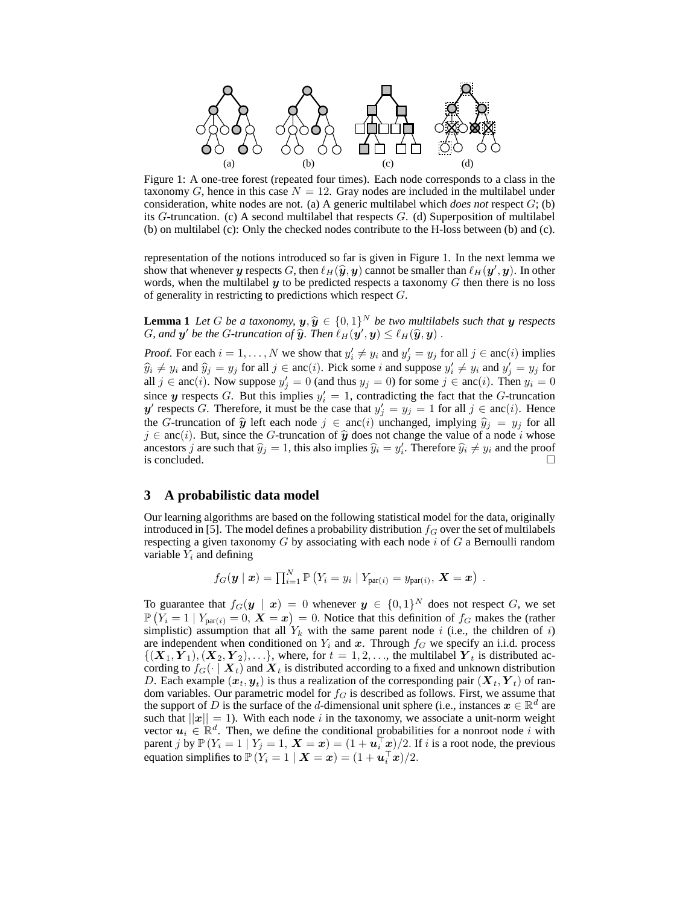Figure 1: A one-tree forest (repeated four times). Each node corresponds to a class in the taxonomy $G$, hence in this case $N = 12$. Gray nodes are included in the multilabel under consideration, white nodes are not. (a) A generic multilabel which *does not* respect $G$; (b) its $G$-truncation. (c) A second multilabel that respects $G$. (d) Superposition of multilabel (b) on multilabel (c): Only the checked nodes contribute to the H-loss between (b) and (c).

representation of the notions introduced so far is given in Figure 1. In the next lemma we show that whenever $\boldsymbol{y}$ respects $G$, then $\ell_H(\widehat{\boldsymbol{y}}, \boldsymbol{y})$ cannot be smaller than $\ell_H(\boldsymbol{y}', \boldsymbol{y})$. In other words, when the multilabel $\boldsymbol{y}$ to be predicted respects a taxonomy $G$ then there is no loss of generality in restricting to predictions which respect $G$.

**Lemma 1** *Let $G$ be a taxonomy, $\boldsymbol{y}, \widehat{\boldsymbol{y}} \in \{0,1\}^N$ be two multilabels such that $\boldsymbol{y}$ respects $G$, and $\boldsymbol{y}'$ be the $G$-truncation of $\widehat{\boldsymbol{y}}$. Then $\ell_H(\boldsymbol{y}', \boldsymbol{y}) \le \ell_H(\widehat{\boldsymbol{y}}, \boldsymbol{y})$ .*

*Proof.* For each $i = 1, \ldots, N$ we show that $y'_i \neq y_i$ and $y'_j = y_j$ for all $j \in \text{anc}(i)$ implies $\widehat{y}_i \neq y_i$ and $\widehat{y}_j = y_j$ for all $j \in \text{anc}(i)$. Pick some $i$ and suppose $y'_i \neq y_i$ and $y'_j = y_j$ for all $j \in \text{anc}(i)$. Now suppose $y'_j = 0$ (and thus $y_j = 0$) for some $j \in \text{anc}(i)$. Then $y_i = 0$ since $\boldsymbol{y}$ respects $G$. But this implies $y'_i = 1$, contradicting the fact that the $G$-truncation $\boldsymbol{y}'$ respects $G$. Therefore, it must be the case that $y'_j = y_j = 1$ for all $j \in \text{anc}(i)$. Hence the $G$-truncation of $\widehat{\boldsymbol{y}}$ left each node $j \in \text{anc}(i)$ unchanged, implying $\widehat{y}_j = y_j$ for all $j \in \text{anc}(i)$. But, since the $G$-truncation of $\widehat{\boldsymbol{y}}$ does not change the value of a node $i$ whose ancestors $j$ are such that $\widehat{y}_j = 1$, this also implies $\widehat{y}_i = y'_i$. Therefore $\widehat{y}_i \neq y_i$ and the proof is concluded. $\square$

## 3 A probabilistic data model

Our learning algorithms are based on the following statistical model for the data, originally introduced in [5]. The model defines a probability distribution $f_G$ over the set of multilabels respecting a given taxonomy $G$ by associating with each node $i$ of $G$ a Bernoulli random variable $Y_i$ and defining

$$f_G(\boldsymbol{y} \mid \boldsymbol{x}) = \prod_{i=1}^N \mathbb{P}\left(Y_i = y_i \mid Y_{\text{par}(i)} = y_{\text{par}(i)},\, \boldsymbol{X} = \boldsymbol{x}\right) .$$

To guarantee that $f_G(\boldsymbol{y} \mid \boldsymbol{x}) = 0$ whenever $\boldsymbol{y} \in \{0,1\}^N$ does not respect $G$, we set $\mathbb{P}\left(Y_i = 1 \mid Y_{\text{par}(i)} = 0,\, \boldsymbol{X} = \boldsymbol{x}\right) = 0$. Notice that this definition of $f_G$ makes the (rather simplistic) assumption that all $Y_k$ with the same parent node $i$ (i.e., the children of $i$) are independent when conditioned on $Y_i$ and $\boldsymbol{x}$. Through $f_G$ we specify an i.i.d. process $\{(\boldsymbol{X}_1, \boldsymbol{Y}_1), (\boldsymbol{X}_2, \boldsymbol{Y}_2), \ldots\}$, where, for $t = 1, 2, \ldots$, the multilabel $\boldsymbol{Y}_t$ is distributed according to $f_G(\cdot \mid \boldsymbol{X}_t)$ and $\boldsymbol{X}_t$ is distributed according to a fixed and unknown distribution $D$. Each example $(\boldsymbol{x}_t, \boldsymbol{y}_t)$ is thus a realization of the corresponding pair $(\boldsymbol{X}_t, \boldsymbol{Y}_t)$ of random variables. Our parametric model for $f_G$ is described as follows. First, we assume that the support of $D$ is the surface of the $d$-dimensional unit sphere (i.e., instances $\boldsymbol{x} \in \mathbb{R}^d$ are such that $||\boldsymbol{x}|| = 1$). With each node $i$ in the taxonomy, we associate a unit-norm weight vector $\boldsymbol{u}_i \in \mathbb{R}^d$. Then, we define the conditional probabilities for a nonroot node $i$ with parent $j$ by $\mathbb{P}\left(Y_i = 1 \mid Y_j = 1,\, \boldsymbol{X} = \boldsymbol{x}\right) = (1 + \boldsymbol{u}_i^\top \boldsymbol{x})/2$. If $i$ is a root node, the previous equation simplifies to $\mathbb{P}\left(Y_i = 1 \mid \boldsymbol{X} = \boldsymbol{x}\right) = (1 + \boldsymbol{u}_i^\top \boldsymbol{x})/2$.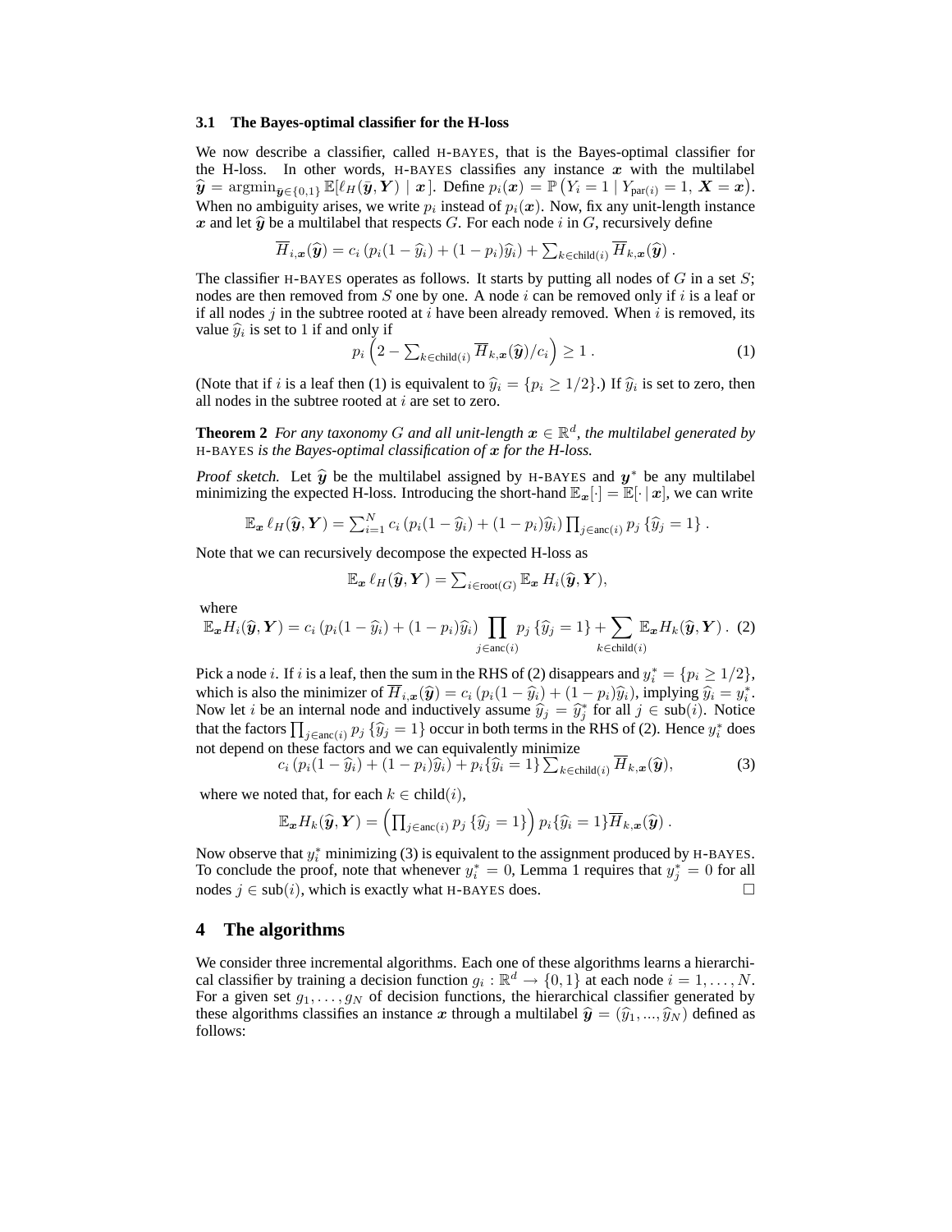### 3.1 The Bayes-optimal classifier for the H-loss

We now describe a classifier, called H-BAYES, that is the Bayes-optimal classifier for the H-loss. In other words, H-BAYES classifies any instance $\boldsymbol{x}$ with the multilabel $\widehat{\boldsymbol{y}} = \operatorname{argmin}_{\bar{\boldsymbol{y}} \in \{0,1\}} \mathbb{E}[\ell_H(\bar{\boldsymbol{y}}, \boldsymbol{Y}) \mid \boldsymbol{x}]$. Define $p_i(\boldsymbol{x}) = \mathbb{P}\big(Y_i = 1 \mid Y_{\text{par}(i)} = 1,\, \boldsymbol{X} = \boldsymbol{x}\big)$. When no ambiguity arises, we write $p_i$ instead of $p_i(\boldsymbol{x})$. Now, fix any unit-length instance $\boldsymbol{x}$ and let $\widehat{\boldsymbol{y}}$ be a multilabel that respects $G$. For each node $i$ in $G$, recursively define

$$\overline{H}_{i,\boldsymbol{x}}(\widehat{\boldsymbol{y}}) = c_i \left( p_i(1-\widehat{y}_i) + (1-p_i)\widehat{y}_i \right) + \textstyle\sum_{k \in \text{child}(i)} \overline{H}_{k,\boldsymbol{x}}(\widehat{\boldsymbol{y}}) \,.$$

The classifier H-BAYES operates as follows. It starts by putting all nodes of $G$ in a set $S$; nodes are then removed from $S$ one by one. A node $i$ can be removed only if $i$ is a leaf or if all nodes $j$ in the subtree rooted at $i$ have been already removed. When $i$ is removed, its value $\widehat{y}_i$ is set to 1 if and only if

$$p_i \left( 2 - \textstyle\sum_{k \in \text{child}(i)} \overline{H}_{k,\boldsymbol{x}}(\widehat{\boldsymbol{y}})/c_i \right) \geq 1 \,. \tag{1}$$

(Note that if $i$ is a leaf then (1) is equivalent to $\widehat{y}_i = \{p_i \geq 1/2\}$.) If $\widehat{y}_i$ is set to zero, then all nodes in the subtree rooted at $i$ are set to zero.

**Theorem 2** *For any taxonomy $G$ and all unit-length $\boldsymbol{x} \in \mathbb{R}^d$, the multilabel generated by* H-BAYES *is the Bayes-optimal classification of $\boldsymbol{x}$ for the H-loss.*

*Proof sketch.* Let $\widehat{\boldsymbol{y}}$ be the multilabel assigned by H-BAYES and $\boldsymbol{y}^*$ be any multilabel minimizing the expected H-loss. Introducing the short-hand $\mathbb{E}_{\boldsymbol{x}}[\cdot] = \mathbb{E}[\cdot \mid \boldsymbol{x}]$, we can write

$$\mathbb{E}_{\boldsymbol{x}}\, \ell_H(\widehat{\boldsymbol{y}}, \boldsymbol{Y}) = \textstyle\sum_{i=1}^{N} c_i \left( p_i(1-\widehat{y}_i) + (1-p_i)\widehat{y}_i \right) \prod_{j \in \text{anc}(i)} p_j \{\widehat{y}_j = 1\} \,.$$

Note that we can recursively decompose the expected H-loss as

$$\mathbb{E}_{\boldsymbol{x}}\, \ell_H(\widehat{\boldsymbol{y}}, \boldsymbol{Y}) = \textstyle\sum_{i \in \text{root}(G)} \mathbb{E}_{\boldsymbol{x}}\, H_i(\widehat{\boldsymbol{y}}, \boldsymbol{Y}),$$

where

$$\mathbb{E}_{\boldsymbol{x}} H_i(\widehat{\boldsymbol{y}}, \boldsymbol{Y}) = c_i \left( p_i(1-\widehat{y}_i) + (1-p_i)\widehat{y}_i \right) \prod_{j \in \text{anc}(i)} p_j \{\widehat{y}_j = 1\} + \sum_{k \in \text{child}(i)} \mathbb{E}_{\boldsymbol{x}} H_k(\widehat{\boldsymbol{y}}, \boldsymbol{Y}) \,. \tag{2}$$

Pick a node $i$. If $i$ is a leaf, then the sum in the RHS of (2) disappears and $y_i^* = \{p_i \geq 1/2\}$, which is also the minimizer of $\overline{H}_{i,\boldsymbol{x}}(\widehat{\boldsymbol{y}}) = c_i \left( p_i(1-\widehat{y}_i) + (1-p_i)\widehat{y}_i \right)$, implying $\widehat{y}_i = y_i^*$. Now let $i$ be an internal node and inductively assume $\widehat{y}_j = \widehat{y}_j^*$ for all $j \in \text{sub}(i)$. Notice that the factors $\prod_{j \in \text{anc}(i)} p_j \{\widehat{y}_j = 1\}$ occur in both terms in the RHS of (2). Hence $y_i^*$ does not depend on these factors and we can equivalently minimize

$$c_i \left( p_i(1-\widehat{y}_i) + (1-p_i)\widehat{y}_i \right) + p_i \{\widehat{y}_i = 1\} \textstyle\sum_{k \in \text{child}(i)} \overline{H}_{k,\boldsymbol{x}}(\widehat{\boldsymbol{y}}), \tag{3}$$

where we noted that, for each $k \in \text{child}(i)$,

$$\mathbb{E}_{\boldsymbol{x}} H_k(\widehat{\boldsymbol{y}}, \boldsymbol{Y}) = \left( \textstyle\prod_{j \in \text{anc}(i)} p_j \{\widehat{y}_j = 1\} \right) p_i \{\widehat{y}_i = 1\} \overline{H}_{k,\boldsymbol{x}}(\widehat{\boldsymbol{y}}) \,.$$

Now observe that $y_i^*$ minimizing (3) is equivalent to the assignment produced by H-BAYES. To conclude the proof, note that whenever $y_i^* = 0$, Lemma 1 requires that $y_j^* = 0$ for all nodes $j \in \text{sub}(i)$, which is exactly what H-BAYES does. □

## 4 The algorithms

We consider three incremental algorithms. Each one of these algorithms learns a hierarchical classifier by training a decision function $g_i : \mathbb{R}^d \to \{0,1\}$ at each node $i = 1, \ldots, N$. For a given set $g_1, \ldots, g_N$ of decision functions, the hierarchical classifier generated by these algorithms classifies an instance $\boldsymbol{x}$ through a multilabel $\widehat{\boldsymbol{y}} = (\widehat{y}_1, ..., \widehat{y}_N)$ defined as follows: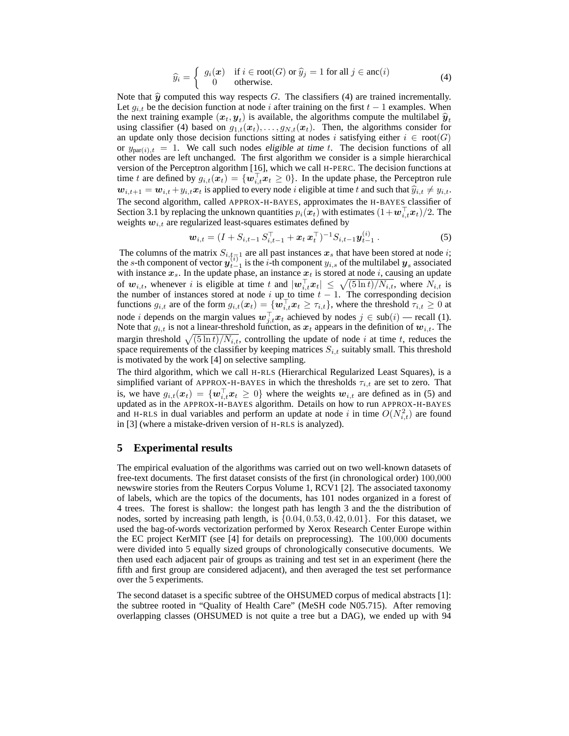$$\widehat{y}_i = \begin{cases} g_i(\boldsymbol{x}) & \text{if } i \in \text{root}(G) \text{ or } \widehat{y}_j = 1 \text{ for all } j \in \text{anc}(i) \\ 0 & \text{otherwise.} \end{cases} \tag{4}$$

Note that $\widehat{\boldsymbol{y}}$ computed this way respects $G$. The classifiers (4) are trained incrementally. Let $g_{i,t}$ be the decision function at node $i$ after training on the first $t-1$ examples. When the next training example $(\boldsymbol{x}_t, \boldsymbol{y}_t)$ is available, the algorithms compute the multilabel $\widehat{\boldsymbol{y}}_t$ using classifier (4) based on $g_{1,t}(\boldsymbol{x}_t), \ldots, g_{N,t}(\boldsymbol{x}_t)$. Then, the algorithms consider for an update only those decision functions sitting at nodes $i$ satisfying either $i \in \text{root}(G)$ or $y_{\text{par}(i),t} = 1$. We call such nodes *eligible at time* $t$. The decision functions of all other nodes are left unchanged. The first algorithm we consider is a simple hierarchical version of the Perceptron algorithm [16], which we call H-PERC. The decision functions at time $t$ are defined by $g_{i,t}(\boldsymbol{x}_t) = \{\boldsymbol{w}_{i,t}^\top \boldsymbol{x}_t \geq 0\}$. In the update phase, the Perceptron rule $\boldsymbol{w}_{i,t+1} = \boldsymbol{w}_{i,t} + y_{i,t}\boldsymbol{x}_t$ is applied to every node $i$ eligible at time $t$ and such that $\widehat{y}_{i,t} \neq y_{i,t}$. The second algorithm, called APPROX-H-BAYES, approximates the H-BAYES classifier of Section 3.1 by replacing the unknown quantities $p_i(\boldsymbol{x}_t)$ with estimates $(1+\boldsymbol{w}_{i,t}^\top \boldsymbol{x}_t)/2$. The weights $\boldsymbol{w}_{i,t}$ are regularized least-squares estimates defined by

$$\boldsymbol{w}_{i,t} = (I + S_{i,t-1}\, S_{i,t-1}^\top + \boldsymbol{x}_t\, \boldsymbol{x}_t^\top)^{-1} S_{i,t-1} \boldsymbol{y}_{t-1}^{(i)} \,. \tag{5}$$

The columns of the matrix $S_{i,t-1}$ are all past instances $\boldsymbol{x}_s$ that have been stored at node $i$; the $s$-th component of vector $\boldsymbol{y}_{t-1}^{(i)}$ is the $i$-th component $y_{i,s}$ of the multilabel $\boldsymbol{y}_s$ associated with instance $\boldsymbol{x}_s$. In the update phase, an instance $\boldsymbol{x}_t$ is stored at node $i$, causing an update of $\boldsymbol{w}_{i,t}$, whenever $i$ is eligible at time $t$ and $|\boldsymbol{w}_{i,t}^\top \boldsymbol{x}_t| \leq \sqrt{(5 \ln t)/N_{i,t}}$, where $N_{i,t}$ is the number of instances stored at node $i$ up to time $t-1$. The corresponding decision functions $g_{i,t}$ are of the form $g_{i,t}(\boldsymbol{x}_t) = \{\boldsymbol{w}_{i,t}^\top \boldsymbol{x}_t \geq \tau_{i,t}\}$, where the threshold $\tau_{i,t} \geq 0$ at node $i$ depends on the margin values $\boldsymbol{w}_{j,t}^\top \boldsymbol{x}_t$ achieved by nodes $j \in \text{sub}(i)$ — recall (1). Note that $g_{i,t}$ is not a linear-threshold function, as $\boldsymbol{x}_t$ appears in the definition of $\boldsymbol{w}_{i,t}$. The margin threshold $\sqrt{(5 \ln t)/N_{i,t}}$, controlling the update of node $i$ at time $t$, reduces the space requirements of the classifier by keeping matrices $S_{i,t}$ suitably small. This threshold is motivated by the work [4] on selective sampling.

The third algorithm, which we call H-RLS (Hierarchical Regularized Least Squares), is a simplified variant of APPROX-H-BAYES in which the thresholds $\tau_{i,t}$ are set to zero. That is, we have $g_{i,t}(\boldsymbol{x}_t) = \{\boldsymbol{w}_{i,t}^\top \boldsymbol{x}_t \geq 0\}$ where the weights $\boldsymbol{w}_{i,t}$ are defined as in (5) and updated as in the APPROX-H-BAYES algorithm. Details on how to run APPROX-H-BAYES and H-RLS in dual variables and perform an update at node $i$ in time $O(N_{i,t}^2)$ are found in [3] (where a mistake-driven version of H-RLS is analyzed).

## 5 Experimental results

The empirical evaluation of the algorithms was carried out on two well-known datasets of free-text documents. The first dataset consists of the first (in chronological order) $100{,}000$ newswire stories from the Reuters Corpus Volume 1, RCV1 [2]. The associated taxonomy of labels, which are the topics of the documents, has 101 nodes organized in a forest of 4 trees. The forest is shallow: the longest path has length 3 and the the distribution of nodes, sorted by increasing path length, is $\{0.04, 0.53, 0.42, 0.01\}$. For this dataset, we used the bag-of-words vectorization performed by Xerox Research Center Europe within the EC project KerMIT (see [4] for details on preprocessing). The $100{,}000$ documents were divided into 5 equally sized groups of chronologically consecutive documents. We then used each adjacent pair of groups as training and test set in an experiment (here the fifth and first group are considered adjacent), and then averaged the test set performance over the 5 experiments.

The second dataset is a specific subtree of the OHSUMED corpus of medical abstracts [1]: the subtree rooted in "Quality of Health Care" (MeSH code N05.715). After removing overlapping classes (OHSUMED is not quite a tree but a DAG), we ended up with 94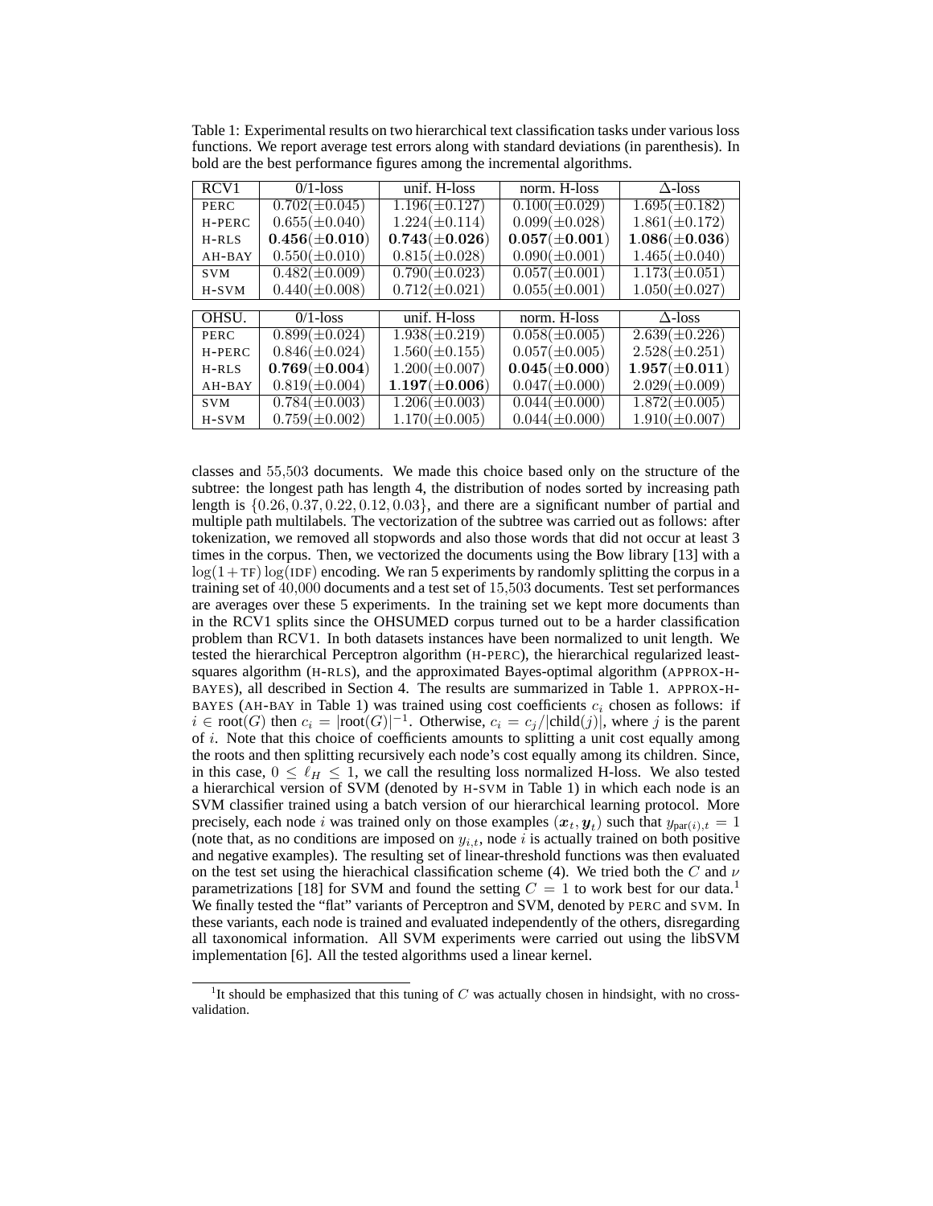Table 1: Experimental results on two hierarchical text classification tasks under various loss functions. We report average test errors along with standard deviations (in parenthesis). In bold are the best performance figures among the incremental algorithms.

| RCV1 | 0/1-loss | unif. H-loss | norm. H-loss | $\Delta$-loss |
|---|---|---|---|---|
| PERC | $0.702(\pm 0.045)$ | $1.196(\pm 0.127)$ | $0.100(\pm 0.029)$ | $1.695(\pm 0.182)$ |
| H-PERC | $0.655(\pm 0.040)$ | $1.224(\pm 0.114)$ | $0.099(\pm 0.028)$ | $1.861(\pm 0.172)$ |
| H-RLS | $\mathbf{0.456(\pm 0.010)}$ | $\mathbf{0.743(\pm 0.026)}$ | $\mathbf{0.057(\pm 0.001)}$ | $\mathbf{1.086(\pm 0.036)}$ |
| AH-BAY | $0.550(\pm 0.010)$ | $0.815(\pm 0.028)$ | $0.090(\pm 0.001)$ | $1.465(\pm 0.040)$ |
| SVM | $0.482(\pm 0.009)$ | $0.790(\pm 0.023)$ | $0.057(\pm 0.001)$ | $1.173(\pm 0.051)$ |
| H-SVM | $0.440(\pm 0.008)$ | $0.712(\pm 0.021)$ | $0.055(\pm 0.001)$ | $1.050(\pm 0.027)$ |

| OHSU. | 0/1-loss | unif. H-loss | norm. H-loss | $\Delta$-loss |
|---|---|---|---|---|
| PERC | $0.899(\pm 0.024)$ | $1.938(\pm 0.219)$ | $0.058(\pm 0.005)$ | $2.639(\pm 0.226)$ |
| H-PERC | $0.846(\pm 0.024)$ | $1.560(\pm 0.155)$ | $0.057(\pm 0.005)$ | $2.528(\pm 0.251)$ |
| H-RLS | $\mathbf{0.769(\pm 0.004)}$ | $1.200(\pm 0.007)$ | $\mathbf{0.045(\pm 0.000)}$ | $\mathbf{1.957(\pm 0.011)}$ |
| AH-BAY | $0.819(\pm 0.004)$ | $\mathbf{1.197(\pm 0.006)}$ | $0.047(\pm 0.000)$ | $2.029(\pm 0.009)$ |
| SVM | $0.784(\pm 0.003)$ | $1.206(\pm 0.003)$ | $0.044(\pm 0.000)$ | $1.872(\pm 0.005)$ |
| H-SVM | $0.759(\pm 0.002)$ | $1.170(\pm 0.005)$ | $0.044(\pm 0.000)$ | $1.910(\pm 0.007)$ |

classes and 55,503 documents. We made this choice based only on the structure of the subtree: the longest path has length 4, the distribution of nodes sorted by increasing path length is $\{0.26, 0.37, 0.22, 0.12, 0.03\}$, and there are a significant number of partial and multiple path multilabels. The vectorization of the subtree was carried out as follows: after tokenization, we removed all stopwords and also those words that did not occur at least 3 times in the corpus. Then, we vectorized the documents using the Bow library [13] with a $\log(1+\text{TF})\log(\text{IDF})$ encoding. We ran 5 experiments by randomly splitting the corpus in a training set of 40,000 documents and a test set of 15,503 documents. Test set performances are averages over these 5 experiments. In the training set we kept more documents than in the RCV1 splits since the OHSUMED corpus turned out to be a harder classification problem than RCV1. In both datasets instances have been normalized to unit length. We tested the hierarchical Perceptron algorithm (H-PERC), the hierarchical regularized least-squares algorithm (H-RLS), and the approximated Bayes-optimal algorithm (APPROX-H-BAYES), all described in Section 4. The results are summarized in Table 1. APPROX-H-BAYES (AH-BAY in Table 1) was trained using cost coefficients $c_i$ chosen as follows: if $i \in \text{root}(G)$ then $c_i = |\text{root}(G)|^{-1}$. Otherwise, $c_i = c_j/|\text{child}(j)|$, where $j$ is the parent of $i$. Note that this choice of coefficients amounts to splitting a unit cost equally among the roots and then splitting recursively each node's cost equally among its children. Since, in this case, $0 \le \ell_H \le 1$, we call the resulting loss normalized H-loss. We also tested a hierarchical version of SVM (denoted by H-SVM in Table 1) in which each node is an SVM classifier trained using a batch version of our hierarchical learning protocol. More precisely, each node $i$ was trained only on those examples $(\boldsymbol{x}_t, \boldsymbol{y}_t)$ such that $y_{\text{par}(i),t} = 1$ (note that, as no conditions are imposed on $y_{i,t}$, node $i$ is actually trained on both positive and negative examples). The resulting set of linear-threshold functions was then evaluated on the test set using the hierachical classification scheme (4). We tried both the $C$ and $\nu$ parametrizations [18] for SVM and found the setting $C = 1$ to work best for our data.[1] We finally tested the "flat" variants of Perceptron and SVM, denoted by PERC and SVM. In these variants, each node is trained and evaluated independently of the others, disregarding all taxonomical information. All SVM experiments were carried out using the libSVM implementation [6]. All the tested algorithms used a linear kernel.

[1] It should be emphasized that this tuning of $C$ was actually chosen in hindsight, with no cross-validation.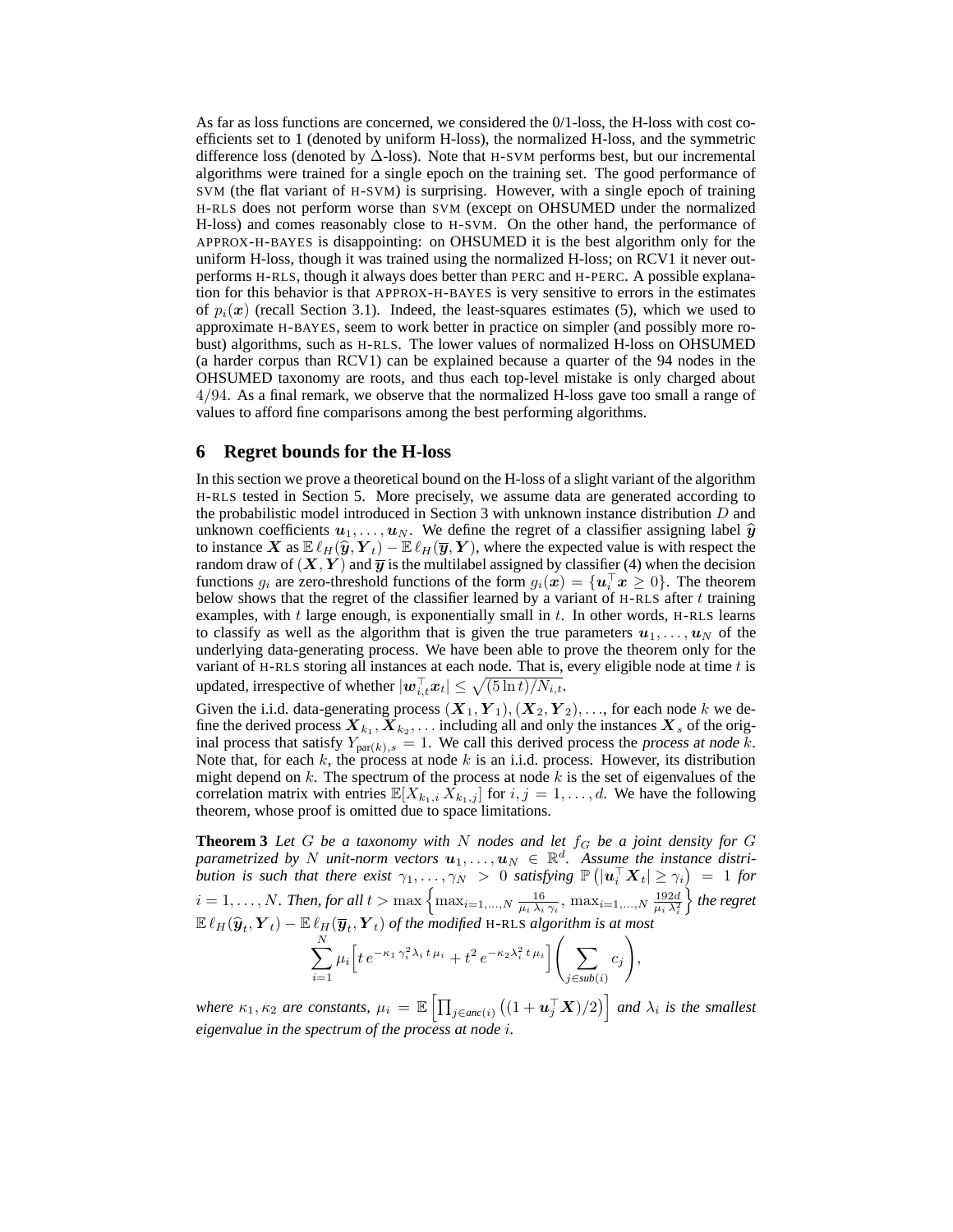As far as loss functions are concerned, we considered the 0/1-loss, the H-loss with cost coefficients set to 1 (denoted by uniform H-loss), the normalized H-loss, and the symmetric difference loss (denoted by $\Delta$-loss). Note that H-SVM performs best, but our incremental algorithms were trained for a single epoch on the training set. The good performance of SVM (the flat variant of H-SVM) is surprising. However, with a single epoch of training H-RLS does not perform worse than SVM (except on OHSUMED under the normalized H-loss) and comes reasonably close to H-SVM. On the other hand, the performance of APPROX-H-BAYES is disappointing: on OHSUMED it is the best algorithm only for the uniform H-loss, though it was trained using the normalized H-loss; on RCV1 it never outperforms H-RLS, though it always does better than PERC and H-PERC. A possible explanation for this behavior is that APPROX-H-BAYES is very sensitive to errors in the estimates of $p_i(\boldsymbol{x})$ (recall Section 3.1). Indeed, the least-squares estimates (5), which we used to approximate H-BAYES, seem to work better in practice on simpler (and possibly more robust) algorithms, such as H-RLS. The lower values of normalized H-loss on OHSUMED (a harder corpus than RCV1) can be explained because a quarter of the 94 nodes in the OHSUMED taxonomy are roots, and thus each top-level mistake is only charged about $4/94$. As a final remark, we observe that the normalized H-loss gave too small a range of values to afford fine comparisons among the best performing algorithms.

## 6 Regret bounds for the H-loss

In this section we prove a theoretical bound on the H-loss of a slight variant of the algorithm H-RLS tested in Section 5. More precisely, we assume data are generated according to the probabilistic model introduced in Section 3 with unknown instance distribution $D$ and unknown coefficients $\boldsymbol{u}_1, \ldots, \boldsymbol{u}_N$. We define the regret of a classifier assigning label $\widehat{\boldsymbol{y}}$ to instance $\boldsymbol{X}$ as $\mathbb{E}\,\ell_H(\widehat{\boldsymbol{y}}, \boldsymbol{Y}_t) - \mathbb{E}\,\ell_H(\overline{\boldsymbol{y}}, \boldsymbol{Y})$, where the expected value is with respect the random draw of $(\boldsymbol{X}, \boldsymbol{Y})$ and $\overline{\boldsymbol{y}}$ is the multilabel assigned by classifier (4) when the decision functions $g_i$ are zero-threshold functions of the form $g_i(\boldsymbol{x}) = \{\boldsymbol{u}_i^\top \boldsymbol{x} \geq 0\}$. The theorem below shows that the regret of the classifier learned by a variant of H-RLS after $t$ training examples, with $t$ large enough, is exponentially small in $t$. In other words, H-RLS learns to classify as well as the algorithm that is given the true parameters $\boldsymbol{u}_1, \ldots, \boldsymbol{u}_N$ of the underlying data-generating process. We have been able to prove the theorem only for the variant of H-RLS storing all instances at each node. That is, every eligible node at time $t$ is updated, irrespective of whether $|\boldsymbol{w}_{i,t}^\top \boldsymbol{x}_t| \leq \sqrt{(5 \ln t)/N_{i,t}}$.

Given the i.i.d. data-generating process $(\boldsymbol{X}_1, \boldsymbol{Y}_1), (\boldsymbol{X}_2, \boldsymbol{Y}_2), \ldots$, for each node $k$ we define the derived process $\boldsymbol{X}_{k_1}, \boldsymbol{X}_{k_2}, \ldots$ including all and only the instances $\boldsymbol{X}_s$ of the original process that satisfy $Y_{\text{par}(k),s} = 1$. We call this derived process the *process at node* $k$. Note that, for each $k$, the process at node $k$ is an i.i.d. process. However, its distribution might depend on $k$. The spectrum of the process at node $k$ is the set of eigenvalues of the correlation matrix with entries $\mathbb{E}[X_{k_1,i} X_{k_1,j}]$ for $i, j = 1, \ldots, d$. We have the following theorem, whose proof is omitted due to space limitations.

**Theorem 3** *Let $G$ be a taxonomy with $N$ nodes and let $f_G$ be a joint density for $G$ parametrized by $N$ unit-norm vectors $\boldsymbol{u}_1, \ldots, \boldsymbol{u}_N \in \mathbb{R}^d$. Assume the instance distribution is such that there exist $\gamma_1, \ldots, \gamma_N > 0$ satisfying $\mathbb{P}\left(|\boldsymbol{u}_i^\top \boldsymbol{X}_t| \geq \gamma_i\right) = 1$ for $i = 1, \ldots, N$. Then, for all $t > \max\left\{\max_{i=1,\ldots,N} \frac{16}{\mu_i \lambda_i \gamma_i},\, \max_{i=1,\ldots,N} \frac{192d}{\mu_i \lambda_i^2}\right\}$ the regret $\mathbb{E}\,\ell_H(\widehat{\boldsymbol{y}}_t, \boldsymbol{Y}_t) - \mathbb{E}\,\ell_H(\overline{\boldsymbol{y}}_t, \boldsymbol{Y}_t)$ of the modified H-RLS algorithm is at most*

$$\sum_{i=1}^{N} \mu_i \Big[ t\, e^{-\kappa_1 \gamma_i^2 \lambda_i\, t\, \mu_i} + t^2\, e^{-\kappa_2 \lambda_i^2\, t\, \mu_i} \Big] \left( \sum_{j \in sub(i)} c_j \right),$$

*where $\kappa_1, \kappa_2$ are constants, $\mu_i = \mathbb{E}\left[\prod_{j \in anc(i)} \left((1 + \boldsymbol{u}_j^\top \boldsymbol{X})/2\right)\right]$ and $\lambda_i$ is the smallest eigenvalue in the spectrum of the process at node $i$.*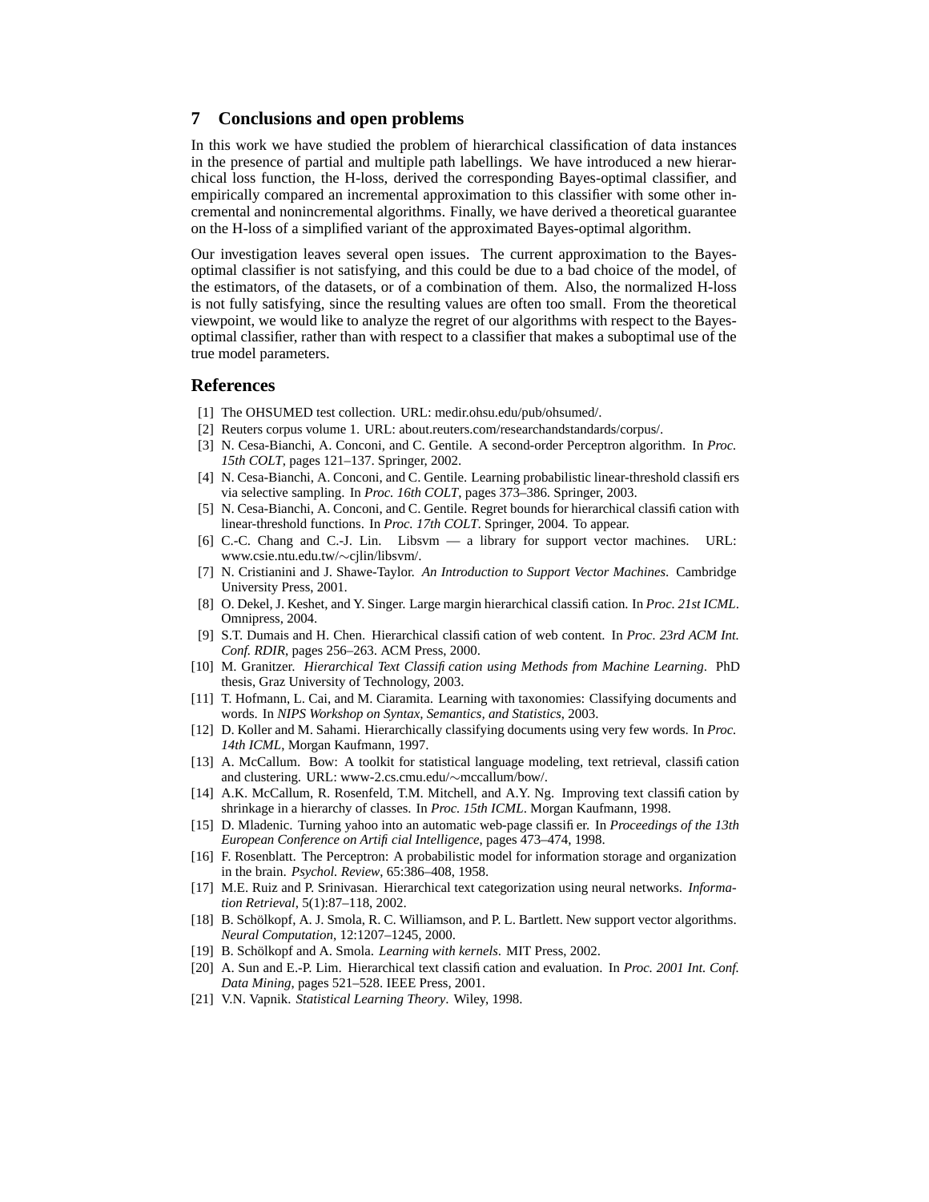## 7 Conclusions and open problems

In this work we have studied the problem of hierarchical classification of data instances in the presence of partial and multiple path labellings. We have introduced a new hierarchical loss function, the H-loss, derived the corresponding Bayes-optimal classifier, and empirically compared an incremental approximation to this classifier with some other incremental and nonincremental algorithms. Finally, we have derived a theoretical guarantee on the H-loss of a simplified variant of the approximated Bayes-optimal algorithm.

Our investigation leaves several open issues. The current approximation to the Bayes-optimal classifier is not satisfying, and this could be due to a bad choice of the model, of the estimators, of the datasets, or of a combination of them. Also, the normalized H-loss is not fully satisfying, since the resulting values are often too small. From the theoretical viewpoint, we would like to analyze the regret of our algorithms with respect to the Bayes-optimal classifier, rather than with respect to a classifier that makes a suboptimal use of the true model parameters.

## References

[1] The OHSUMED test collection. URL: medir.ohsu.edu/pub/ohsumed/.

[2] Reuters corpus volume 1. URL: about.reuters.com/researchandstandards/corpus/.

[3] N. Cesa-Bianchi, A. Conconi, and C. Gentile. A second-order Perceptron algorithm. In *Proc. 15th COLT*, pages 121–137. Springer, 2002.

[4] N. Cesa-Bianchi, A. Conconi, and C. Gentile. Learning probabilistic linear-threshold classifiers via selective sampling. In *Proc. 16th COLT*, pages 373–386. Springer, 2003.

[5] N. Cesa-Bianchi, A. Conconi, and C. Gentile. Regret bounds for hierarchical classification with linear-threshold functions. In *Proc. 17th COLT*. Springer, 2004. To appear.

[6] C.-C. Chang and C.-J. Lin. Libsvm — a library for support vector machines. URL: www.csie.ntu.edu.tw/∼cjlin/libsvm/.

[7] N. Cristianini and J. Shawe-Taylor. *An Introduction to Support Vector Machines*. Cambridge University Press, 2001.

[8] O. Dekel, J. Keshet, and Y. Singer. Large margin hierarchical classification. In *Proc. 21st ICML*. Omnipress, 2004.

[9] S.T. Dumais and H. Chen. Hierarchical classification of web content. In *Proc. 23rd ACM Int. Conf. RDIR*, pages 256–263. ACM Press, 2000.

[10] M. Granitzer. *Hierarchical Text Classification using Methods from Machine Learning*. PhD thesis, Graz University of Technology, 2003.

[11] T. Hofmann, L. Cai, and M. Ciaramita. Learning with taxonomies: Classifying documents and words. In *NIPS Workshop on Syntax, Semantics, and Statistics*, 2003.

[12] D. Koller and M. Sahami. Hierarchically classifying documents using very few words. In *Proc. 14th ICML*, Morgan Kaufmann, 1997.

[13] A. McCallum. Bow: A toolkit for statistical language modeling, text retrieval, classification and clustering. URL: www-2.cs.cmu.edu/∼mccallum/bow/.

[14] A.K. McCallum, R. Rosenfeld, T.M. Mitchell, and A.Y. Ng. Improving text classification by shrinkage in a hierarchy of classes. In *Proc. 15th ICML*. Morgan Kaufmann, 1998.

[15] D. Mladenic. Turning yahoo into an automatic web-page classifier. In *Proceedings of the 13th European Conference on Artificial Intelligence*, pages 473–474, 1998.

[16] F. Rosenblatt. The Perceptron: A probabilistic model for information storage and organization in the brain. *Psychol. Review*, 65:386–408, 1958.

[17] M.E. Ruiz and P. Srinivasan. Hierarchical text categorization using neural networks. *Information Retrieval*, 5(1):87–118, 2002.

[18] B. Schölkopf, A. J. Smola, R. C. Williamson, and P. L. Bartlett. New support vector algorithms. *Neural Computation*, 12:1207–1245, 2000.

[19] B. Schölkopf and A. Smola. *Learning with kernels*. MIT Press, 2002.

[20] A. Sun and E.-P. Lim. Hierarchical text classification and evaluation. In *Proc. 2001 Int. Conf. Data Mining*, pages 521–528. IEEE Press, 2001.

[21] V.N. Vapnik. *Statistical Learning Theory*. Wiley, 1998.